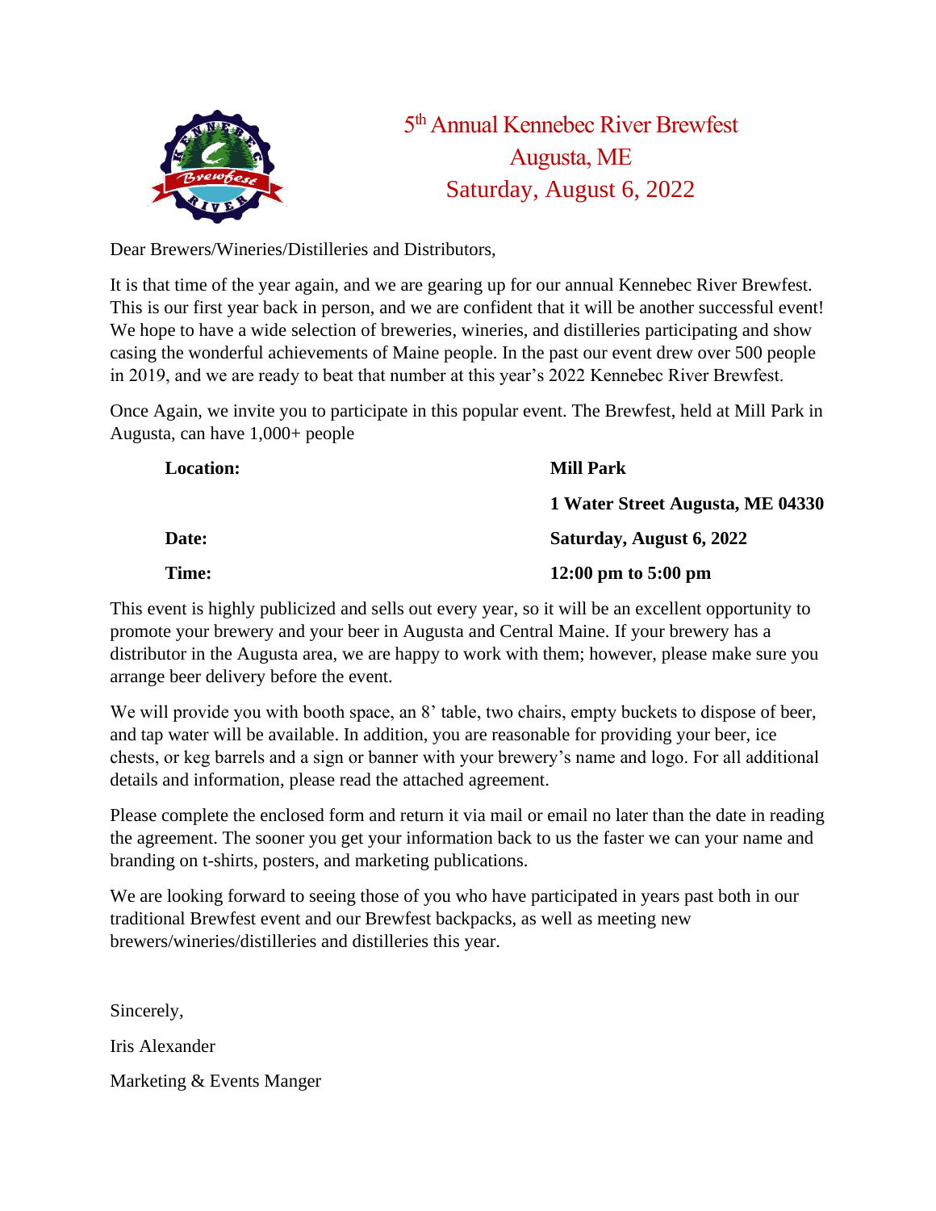# 5th Annual Kennebec River Brewfest
## Augusta, ME
## Saturday, August 6, 2022

Dear Brewers/Wineries/Distilleries and Distributors,

It is that time of the year again, and we are gearing up for our annual Kennebec River Brewfest. This is our first year back in person, and we are confident that it will be another successful event! We hope to have a wide selection of breweries, wineries, and distilleries participating and show casing the wonderful achievements of Maine people. In the past our event drew over 500 people in 2019, and we are ready to beat that number at this year's 2022 Kennebec River Brewfest.

Once Again, we invite you to participate in this popular event. The Brewfest, held at Mill Park in Augusta, can have 1,000+ people

| | |
|---|---|
| **Location:** | **Mill Park** |
| | **1 Water Street Augusta, ME 04330** |
| **Date:** | **Saturday, August 6, 2022** |
| **Time:** | **12:00 pm to 5:00 pm** |

This event is highly publicized and sells out every year, so it will be an excellent opportunity to promote your brewery and your beer in Augusta and Central Maine. If your brewery has a distributor in the Augusta area, we are happy to work with them; however, please make sure you arrange beer delivery before the event.

We will provide you with booth space, an 8' table, two chairs, empty buckets to dispose of beer, and tap water will be available. In addition, you are reasonable for providing your beer, ice chests, or keg barrels and a sign or banner with your brewery's name and logo. For all additional details and information, please read the attached agreement.

Please complete the enclosed form and return it via mail or email no later than the date in reading the agreement. The sooner you get your information back to us the faster we can your name and branding on t-shirts, posters, and marketing publications.

We are looking forward to seeing those of you who have participated in years past both in our traditional Brewfest event and our Brewfest backpacks, as well as meeting new brewers/wineries/distilleries and distilleries this year.

Sincerely,

Iris Alexander

Marketing & Events Manger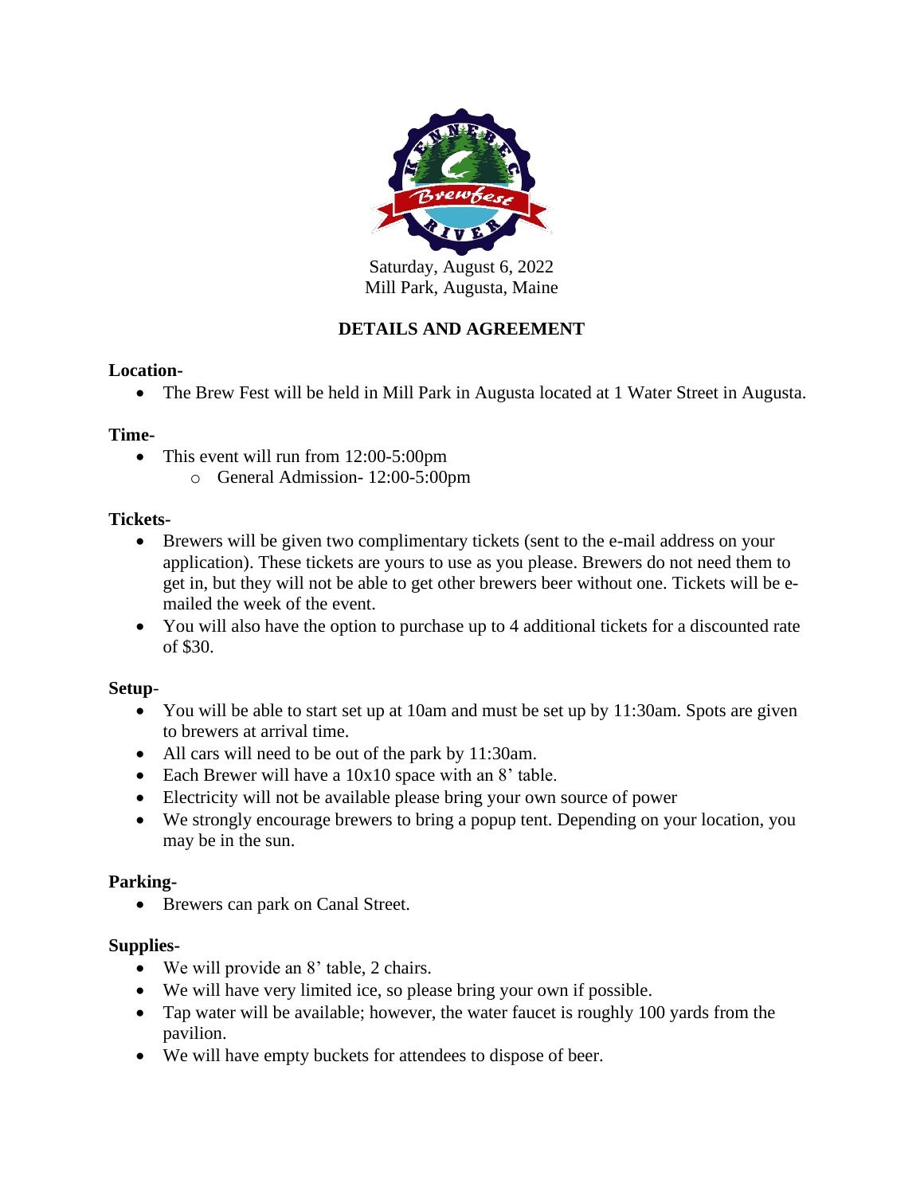Saturday, August 6, 2022
Mill Park, Augusta, Maine

## DETAILS AND AGREEMENT

**Location-**

- The Brew Fest will be held in Mill Park in Augusta located at 1 Water Street in Augusta.

**Time-**

- This event will run from 12:00-5:00pm
    - General Admission- 12:00-5:00pm

**Tickets-**

- Brewers will be given two complimentary tickets (sent to the e-mail address on your application). These tickets are yours to use as you please. Brewers do not need them to get in, but they will not be able to get other brewers beer without one. Tickets will be e-mailed the week of the event.
- You will also have the option to purchase up to 4 additional tickets for a discounted rate of $30.

**Setup-**

- You will be able to start set up at 10am and must be set up by 11:30am. Spots are given to brewers at arrival time.
- All cars will need to be out of the park by 11:30am.
- Each Brewer will have a 10x10 space with an 8' table.
- Electricity will not be available please bring your own source of power
- We strongly encourage brewers to bring a popup tent. Depending on your location, you may be in the sun.

**Parking-**

- Brewers can park on Canal Street.

**Supplies-**

- We will provide an 8' table, 2 chairs.
- We will have very limited ice, so please bring your own if possible.
- Tap water will be available; however, the water faucet is roughly 100 yards from the pavilion.
- We will have empty buckets for attendees to dispose of beer.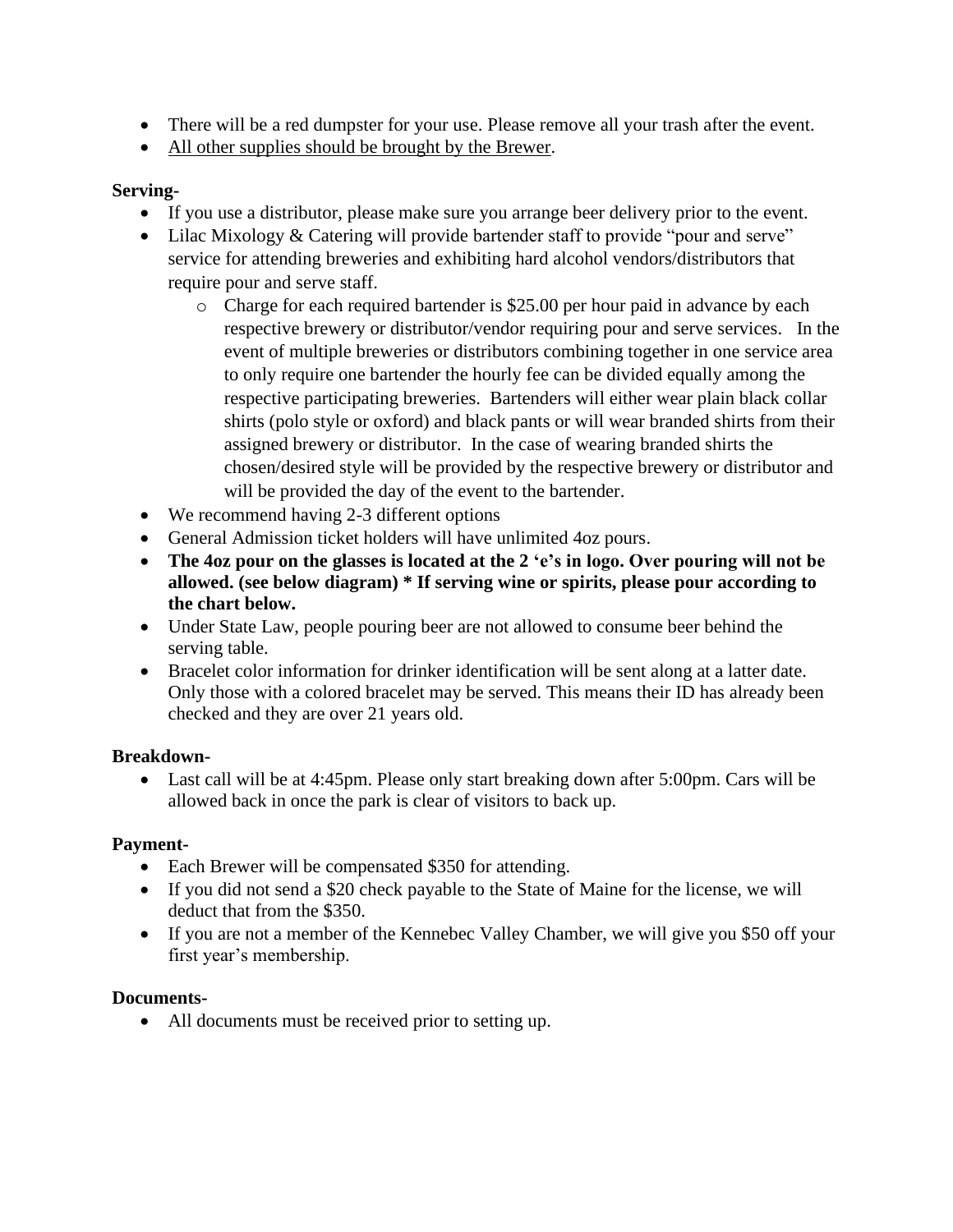- There will be a red dumpster for your use. Please remove all your trash after the event.
- <u>All other supplies should be brought by the Brewer</u>.

**Serving-**

- If you use a distributor, please make sure you arrange beer delivery prior to the event.
- Lilac Mixology & Catering will provide bartender staff to provide "pour and serve" service for attending breweries and exhibiting hard alcohol vendors/distributors that require pour and serve staff.
    - Charge for each required bartender is $25.00 per hour paid in advance by each respective brewery or distributor/vendor requiring pour and serve services. In the event of multiple breweries or distributors combining together in one service area to only require one bartender the hourly fee can be divided equally among the respective participating breweries. Bartenders will either wear plain black collar shirts (polo style or oxford) and black pants or will wear branded shirts from their assigned brewery or distributor. In the case of wearing branded shirts the chosen/desired style will be provided by the respective brewery or distributor and will be provided the day of the event to the bartender.
- We recommend having 2-3 different options
- General Admission ticket holders will have unlimited 4oz pours.
- **The 4oz pour on the glasses is located at the 2 'e's in logo. Over pouring will not be allowed. (see below diagram) * If serving wine or spirits, please pour according to the chart below.**
- Under State Law, people pouring beer are not allowed to consume beer behind the serving table.
- Bracelet color information for drinker identification will be sent along at a latter date. Only those with a colored bracelet may be served. This means their ID has already been checked and they are over 21 years old.

**Breakdown-**

- Last call will be at 4:45pm. Please only start breaking down after 5:00pm. Cars will be allowed back in once the park is clear of visitors to back up.

**Payment-**

- Each Brewer will be compensated $350 for attending.
- If you did not send a $20 check payable to the State of Maine for the license, we will deduct that from the $350.
- If you are not a member of the Kennebec Valley Chamber, we will give you $50 off your first year's membership.

**Documents-**

- All documents must be received prior to setting up.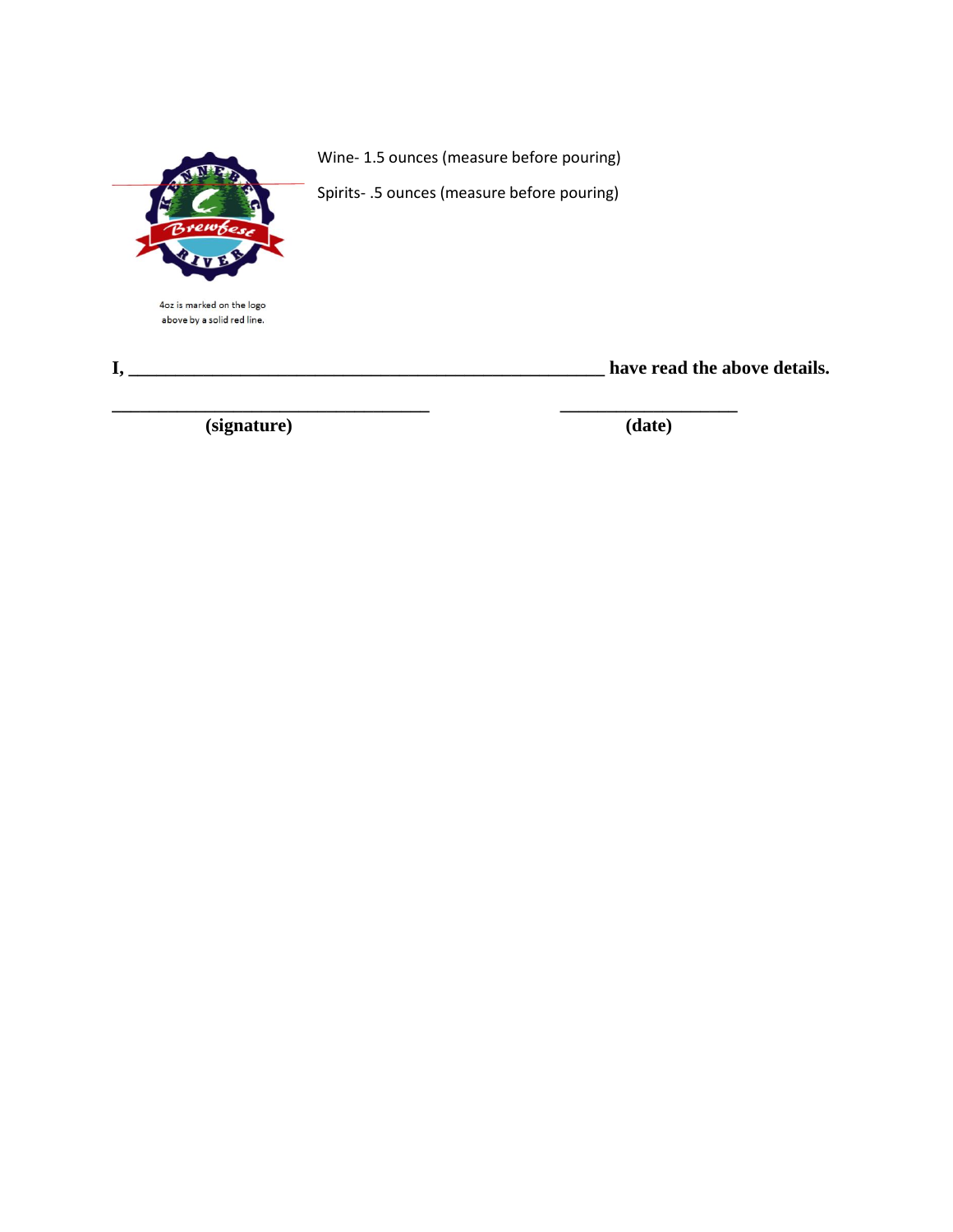Wine- 1.5 ounces (measure before pouring)

Spirits- .5 ounces (measure before pouring)

4oz is marked on the logo above by a solid red line.

**I, _______________________________________________ have read the above details.**

**________________________________ ________________**

**(signature) (date)**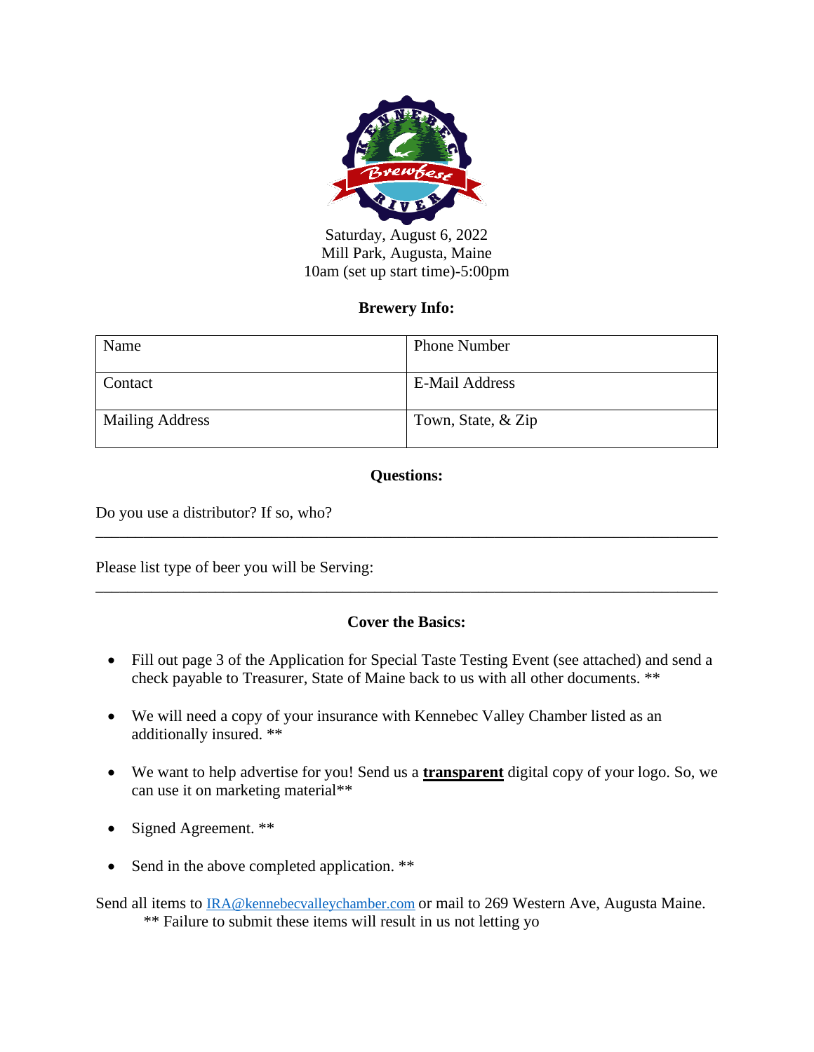Saturday, August 6, 2022
Mill Park, Augusta, Maine
10am (set up start time)-5:00pm

**Brewery Info:**

| | |
|---|---|
| Name | Phone Number |
| Contact | E-Mail Address |
| Mailing Address | Town, State, & Zip |

**Questions:**

Do you use a distributor? If so, who?

___________________________________________________________________________

Please list type of beer you will be Serving:

___________________________________________________________________________

**Cover the Basics:**

- Fill out page 3 of the Application for Special Taste Testing Event (see attached) and send a check payable to Treasurer, State of Maine back to us with all other documents. **
- We will need a copy of your insurance with Kennebec Valley Chamber listed as an additionally insured. **
- We want to help advertise for you! Send us a **transparent** digital copy of your logo. So, we can use it on marketing material**
- Signed Agreement. **
- Send in the above completed application. **

Send all items to IRA@kennebecvalleychamber.com or mail to 269 Western Ave, Augusta Maine.
** Failure to submit these items will result in us not letting yo